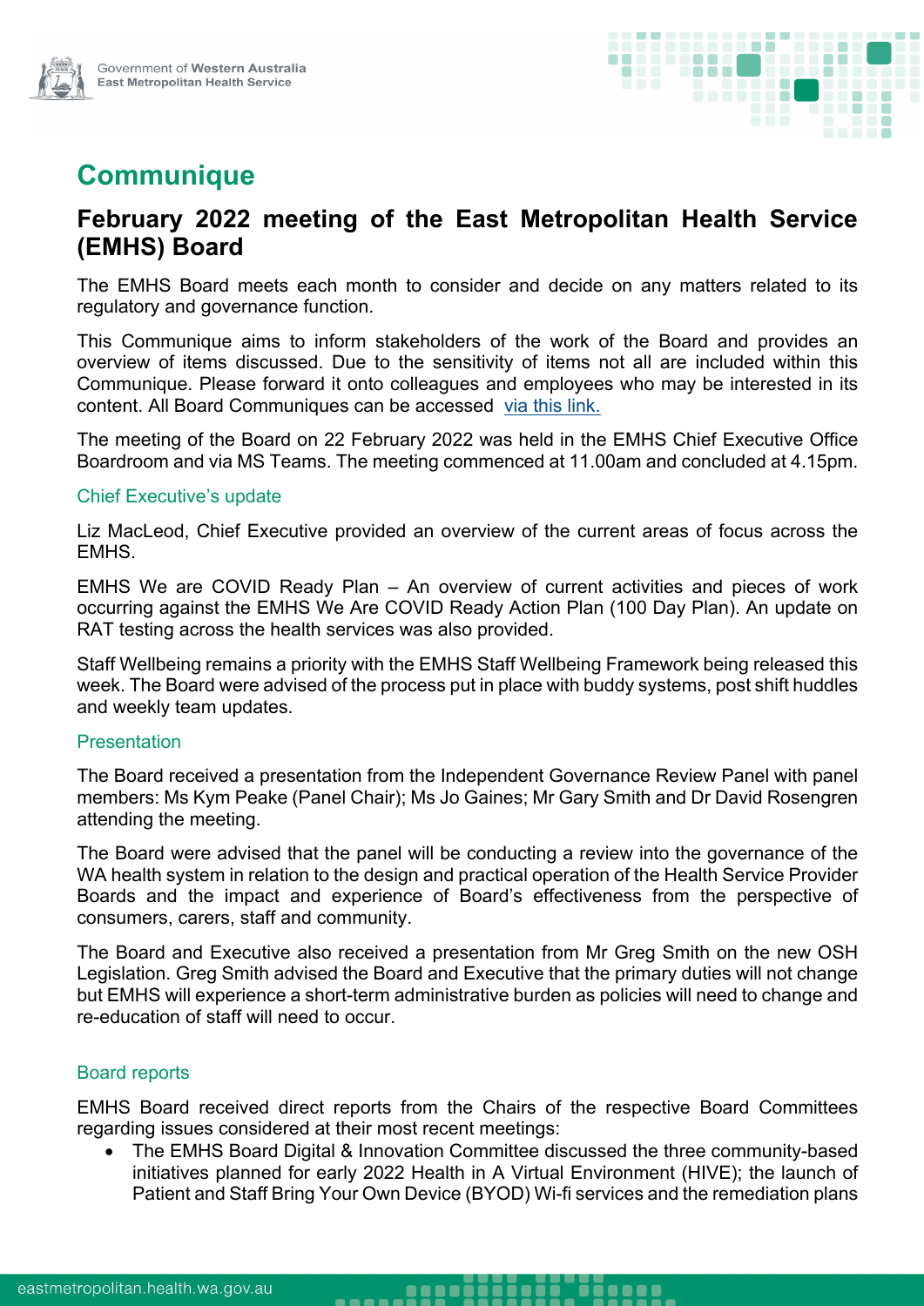Government of Western Australia
East Metropolitan Health Service

# Communique

## February 2022 meeting of the East Metropolitan Health Service (EMHS) Board

The EMHS Board meets each month to consider and decide on any matters related to its regulatory and governance function.

This Communique aims to inform stakeholders of the work of the Board and provides an overview of items discussed. Due to the sensitivity of items not all are included within this Communique. Please forward it onto colleagues and employees who may be interested in its content. All Board Communiques can be accessed via this link.

The meeting of the Board on 22 February 2022 was held in the EMHS Chief Executive Office Boardroom and via MS Teams. The meeting commenced at 11.00am and concluded at 4.15pm.

### Chief Executive's update

Liz MacLeod, Chief Executive provided an overview of the current areas of focus across the EMHS.

EMHS We are COVID Ready Plan – An overview of current activities and pieces of work occurring against the EMHS We Are COVID Ready Action Plan (100 Day Plan). An update on RAT testing across the health services was also provided.

Staff Wellbeing remains a priority with the EMHS Staff Wellbeing Framework being released this week. The Board were advised of the process put in place with buddy systems, post shift huddles and weekly team updates.

### Presentation

The Board received a presentation from the Independent Governance Review Panel with panel members: Ms Kym Peake (Panel Chair); Ms Jo Gaines; Mr Gary Smith and Dr David Rosengren attending the meeting.

The Board were advised that the panel will be conducting a review into the governance of the WA health system in relation to the design and practical operation of the Health Service Provider Boards and the impact and experience of Board's effectiveness from the perspective of consumers, carers, staff and community.

The Board and Executive also received a presentation from Mr Greg Smith on the new OSH Legislation. Greg Smith advised the Board and Executive that the primary duties will not change but EMHS will experience a short-term administrative burden as policies will need to change and re-education of staff will need to occur.

### Board reports

EMHS Board received direct reports from the Chairs of the respective Board Committees regarding issues considered at their most recent meetings:

- The EMHS Board Digital & Innovation Committee discussed the three community-based initiatives planned for early 2022 Health in A Virtual Environment (HIVE); the launch of Patient and Staff Bring Your Own Device (BYOD) Wi-fi services and the remediation plans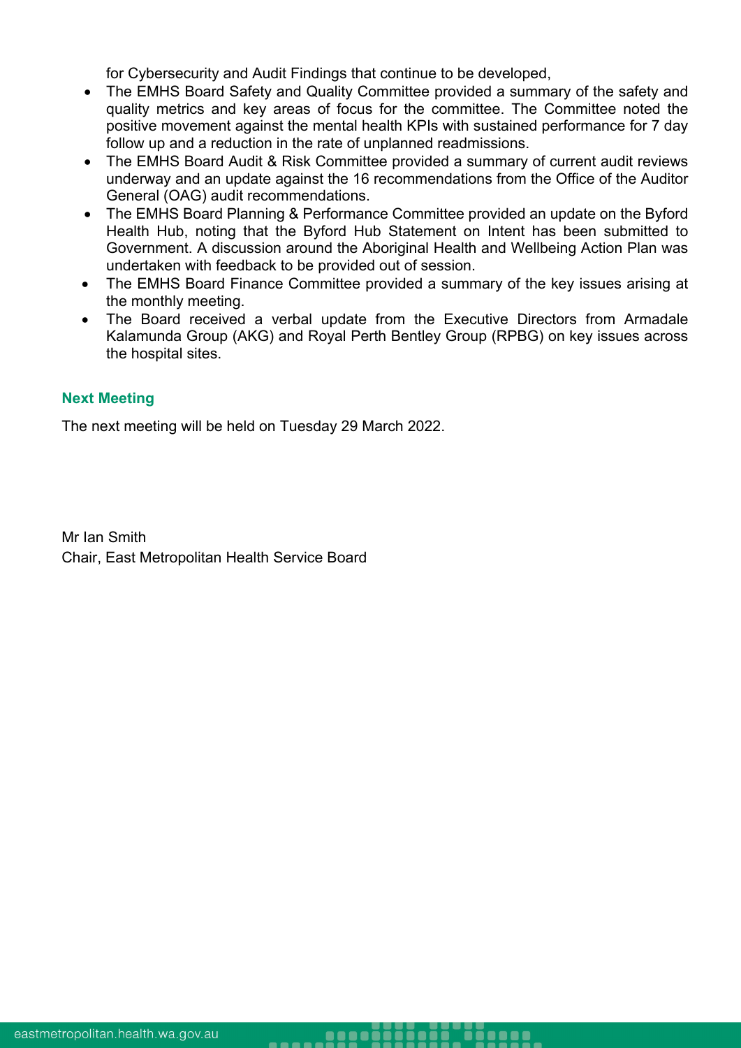for Cybersecurity and Audit Findings that continue to be developed,

- The EMHS Board Safety and Quality Committee provided a summary of the safety and quality metrics and key areas of focus for the committee. The Committee noted the positive movement against the mental health KPIs with sustained performance for 7 day follow up and a reduction in the rate of unplanned readmissions.
- The EMHS Board Audit & Risk Committee provided a summary of current audit reviews underway and an update against the 16 recommendations from the Office of the Auditor General (OAG) audit recommendations.
- The EMHS Board Planning & Performance Committee provided an update on the Byford Health Hub, noting that the Byford Hub Statement on Intent has been submitted to Government. A discussion around the Aboriginal Health and Wellbeing Action Plan was undertaken with feedback to be provided out of session.
- The EMHS Board Finance Committee provided a summary of the key issues arising at the monthly meeting.
- The Board received a verbal update from the Executive Directors from Armadale Kalamunda Group (AKG) and Royal Perth Bentley Group (RPBG) on key issues across the hospital sites.

## Next Meeting

The next meeting will be held on Tuesday 29 March 2022.

Mr Ian Smith
Chair, East Metropolitan Health Service Board